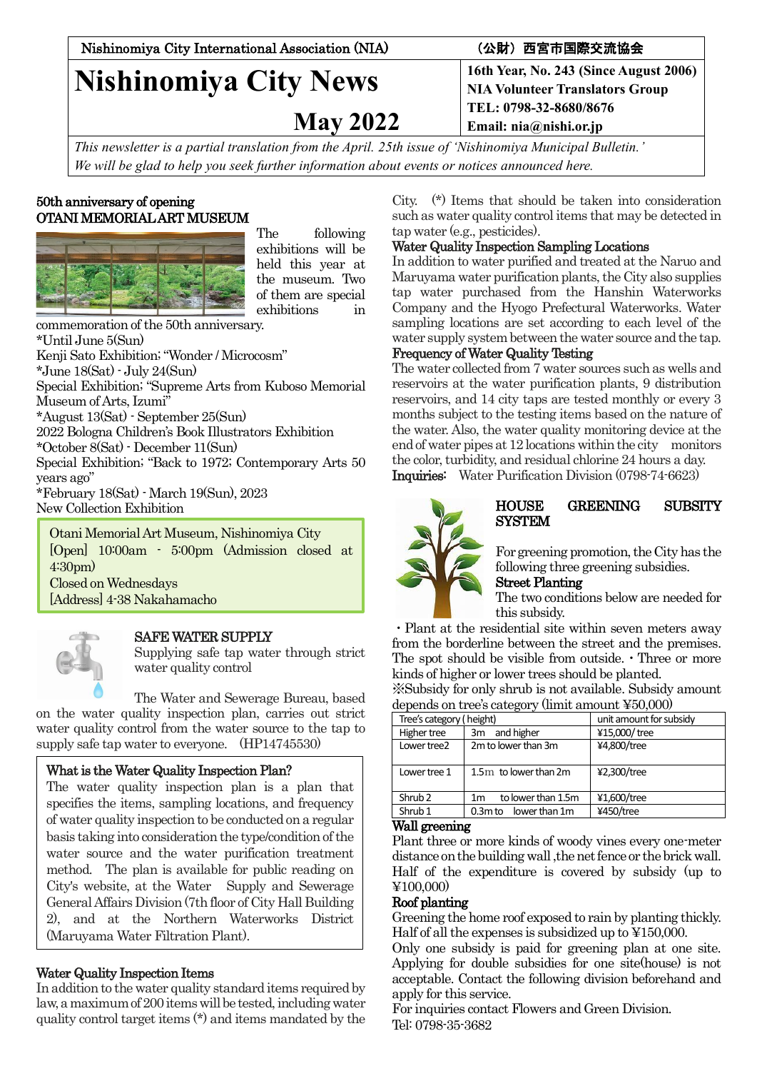Nishinomiya City International Association (NIA)　　（公財）西宮市国際交流協会

# Nishinomiya City News

## May 2022

**16th Year, No. 243 (Since August 2006)**
**NIA Volunteer Translators Group**
**TEL: 0798-32-8680/8676**
**Email: nia@nishi.or.jp**

*This newsletter is a partial translation from the April. 25th issue of 'Nishinomiya Municipal Bulletin.'*
*We will be glad to help you seek further information about events or notices announced here.*

### 50th anniversary of opening OTANI MEMORIAL ART MUSEUM

The following exhibitions will be held this year at the museum. Two of them are special exhibitions in commemoration of the 50th anniversary.

*Until June 5(Sun)
Kenji Sato Exhibition; "Wonder / Microcosm"
*June 18(Sat) - July 24(Sun)
Special Exhibition; "Supreme Arts from Kuboso Memorial Museum of Arts, Izumi"
*August 13(Sat) - September 25(Sun)
2022 Bologna Children's Book Illustrators Exhibition
*October 8(Sat) - December 11(Sun)
Special Exhibition; "Back to 1972; Contemporary Arts 50 years ago"
*February 18(Sat) - March 19(Sun), 2023
New Collection Exhibition

Otani Memorial Art Museum, Nishinomiya City
[Open] 10:00am - 5:00pm (Admission closed at 4:30pm)
Closed on Wednesdays
[Address] 4-38 Nakahamacho

### SAFE WATER SUPPLY

Supplying safe tap water through strict water quality control

The Water and Sewerage Bureau, based on the water quality inspection plan, carries out strict water quality control from the water source to the tap to supply safe tap water to everyone. (HP14745530)

**What is the Water Quality Inspection Plan?**
The water quality inspection plan is a plan that specifies the items, sampling locations, and frequency of water quality inspection to be conducted on a regular basis taking into consideration the type/condition of the water source and the water purification treatment method. The plan is available for public reading on City's website, at the Water Supply and Sewerage General Affairs Division (7th floor of City Hall Building 2), and at the Northern Waterworks District (Maruyama Water Filtration Plant).

**Water Quality Inspection Items**
In addition to the water quality standard items required by law, a maximum of 200 items will be tested, including water quality control target items (*) and items mandated by the City. (*) Items that should be taken into consideration such as water quality control items that may be detected in tap water (e.g., pesticides).

**Water Quality Inspection Sampling Locations**
In addition to water purified and treated at the Naruo and Maruyama water purification plants, the City also supplies tap water purchased from the Hanshin Waterworks Company and the Hyogo Prefectural Waterworks. Water sampling locations are set according to each level of the water supply system between the water source and the tap.

**Frequency of Water Quality Testing**
The water collected from 7 water sources such as wells and reservoirs at the water purification plants, 9 distribution reservoirs, and 14 city taps are tested monthly or every 3 months subject to the testing items based on the nature of the water. Also, the water quality monitoring device at the end of water pipes at 12 locations within the city monitors the color, turbidity, and residual chlorine 24 hours a day.
**Inquiries:** Water Purification Division (0798-74-6623)

### HOUSE GREENING SUBSITY SYSTEM

For greening promotion, the City has the following three greening subsidies.

**Street Planting**
The two conditions below are needed for this subsidy.
・Plant at the residential site within seven meters away from the borderline between the street and the premises. The spot should be visible from outside. ・Three or more kinds of higher or lower trees should be planted.
※Subsidy for only shrub is not available. Subsidy amount depends on tree's category (limit amount ¥50,000)

| Tree's category ( height) | | unit amount for subsidy |
|---|---|---|
| Higher tree | 3m and higher | ¥15,000/ tree |
| Lower tree2 | 2m to lower than 3m | ¥4,800/tree |
| Lower tree 1 | 1.5m to lower than 2m | ¥2,300/tree |
| Shrub 2 | 1m to lower than 1.5m | ¥1,600/tree |
| Shrub 1 | 0.3m to lower than 1m | ¥450/tree |

**Wall greening**
Plant three or more kinds of woody vines every one-meter distance on the building wall ,the net fence or the brick wall. Half of the expenditure is covered by subsidy (up to ¥100,000)

**Roof planting**
Greening the home roof exposed to rain by planting thickly. Half of all the expenses is subsidized up to ¥150,000.
Only one subsidy is paid for greening plan at one site. Applying for double subsidies for one site(house) is not acceptable. Contact the following division beforehand and apply for this service.
For inquiries contact Flowers and Green Division.
Tel: 0798-35-3682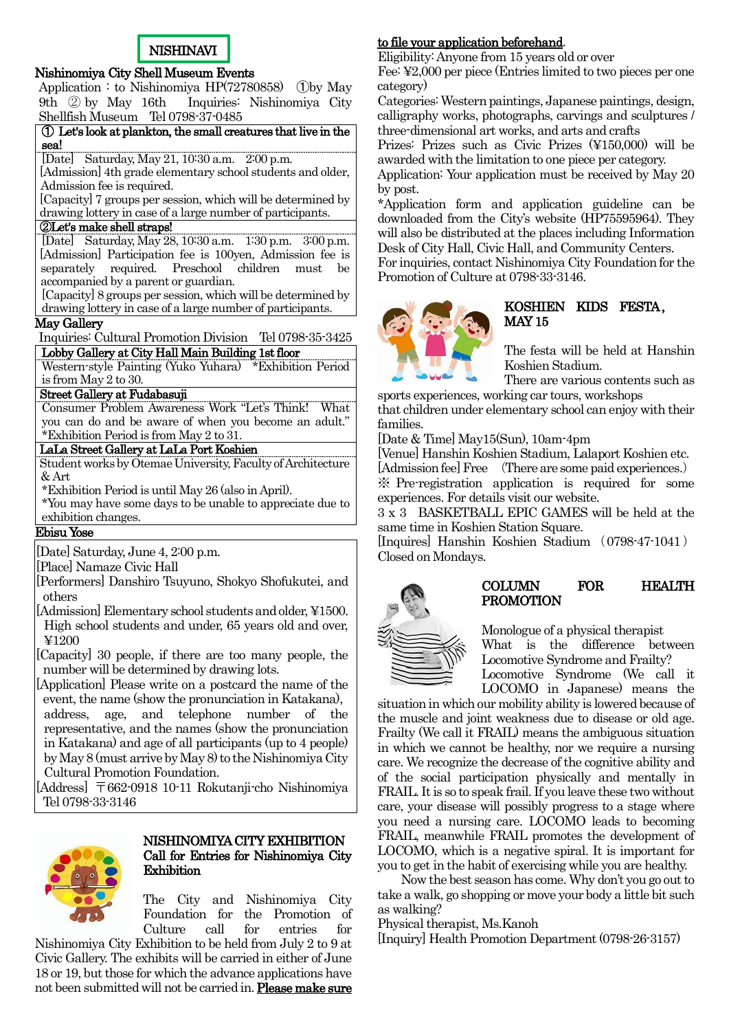# NISHINAVI

## Nishinomiya City Shell Museum Events

Application : to Nishinomiya HP(72780858) ①by May 9th ② by May 16th Inquiries: Nishinomiya City Shellfish Museum Tel 0798-37-0485

**① Let's look at plankton, the small creatures that live in the sea!**

[Date] Saturday, May 21, 10:30 a.m. 2:00 p.m.
[Admission] 4th grade elementary school students and older, Admission fee is required.
[Capacity] 7 groups per session, which will be determined by drawing lottery in case of a large number of participants.

**②Let's make shell straps!**

[Date] Saturday, May 28, 10:30 a.m. 1:30 p.m. 3:00 p.m.
[Admission] Participation fee is 100yen, Admission fee is separately required. Preschool children must be accompanied by a parent or guardian.
[Capacity] 8 groups per session, which will be determined by drawing lottery in case of a large number of participants.

## May Gallery

Inquiries: Cultural Promotion Division Tel 0798-35-3425

**Lobby Gallery at City Hall Main Building 1st floor**

Western-style Painting (Yuko Yuhara) *Exhibition Period is from May 2 to 30.

**Street Gallery at Fudabasuji**

Consumer Problem Awareness Work "Let's Think! What you can do and be aware of when you become an adult."
*Exhibition Period is from May 2 to 31.

**LaLa Street Gallery at LaLa Port Koshien**

Student works by Otemae University, Faculty of Architecture & Art
*Exhibition Period is until May 26 (also in April).
*You may have some days to be unable to appreciate due to exhibition changes.

## Ebisu Yose

[Date] Saturday, June 4, 2:00 p.m.
[Place] Namaze Civic Hall
[Performers] Danshiro Tsuyuno, Shokyo Shofukutei, and others
[Admission] Elementary school students and older, ¥1500. High school students and under, 65 years old and over, ¥1200
[Capacity] 30 people, if there are too many people, the number will be determined by drawing lots.
[Application] Please write on a postcard the name of the event, the name (show the pronunciation in Katakana), address, age, and telephone number of the representative, and the names (show the pronunciation in Katakana) and age of all participants (up to 4 people) by May 8 (must arrive by May 8) to the Nishinomiya City Cultural Promotion Foundation.
[Address] 〒662-0918 10-11 Rokutanji-cho Nishinomiya Tel 0798-33-3146

## NISHINOMIYA CITY EXHIBITION
### Call for Entries for Nishinomiya City Exhibition

The City and Nishinomiya City Foundation for the Promotion of Culture call for entries for Nishinomiya City Exhibition to be held from July 2 to 9 at Civic Gallery. The exhibits will be carried in either of June 18 or 19, but those for which the advance applications have not been submitted will not be carried in. <u>Please make sure to file your application beforehand</u>.

Eligibility: Anyone from 15 years old or over
Fee: ¥2,000 per piece (Entries limited to two pieces per one category)
Categories: Western paintings, Japanese paintings, design, calligraphy works, photographs, carvings and sculptures / three-dimensional art works, and arts and crafts
Prizes: Prizes such as Civic Prizes (¥150,000) will be awarded with the limitation to one piece per category.
Application: Your application must be received by May 20 by post.
*Application form and application guideline can be downloaded from the City's website (HP75595964). They will also be distributed at the places including Information Desk of City Hall, Civic Hall, and Community Centers.
For inquiries, contact Nishinomiya City Foundation for the Promotion of Culture at 0798-33-3146.

## KOSHIEN KIDS FESTA, MAY 15

The festa will be held at Hanshin Koshien Stadium.
There are various contents such as sports experiences, working car tours, workshops that children under elementary school can enjoy with their families.
[Date & Time] May15(Sun), 10am-4pm
[Venue] Hanshin Koshien Stadium, Lalaport Koshien etc.
[Admission fee] Free (There are some paid experiences.)
※ Pre-registration application is required for some experiences. For details visit our website.
3 x 3 BASKETBALL EPIC GAMES will be held at the same time in Koshien Station Square.
[Inquires] Hanshin Koshien Stadium（0798-47-1041）Closed on Mondays.

## COLUMN FOR HEALTH PROMOTION

Monologue of a physical therapist
What is the difference between Locomotive Syndrome and Frailty?
Locomotive Syndrome (We call it LOCOMO in Japanese) means the situation in which our mobility ability is lowered because of the muscle and joint weakness due to disease or old age. Frailty (We call it FRAIL) means the ambiguous situation in which we cannot be healthy, nor we require a nursing care. We recognize the decrease of the cognitive ability and of the social participation physically and mentally in FRAIL. It is so to speak frail. If you leave these two without care, your disease will possibly progress to a stage where you need a nursing care. LOCOMO leads to becoming FRAIL, meanwhile FRAIL promotes the development of LOCOMO, which is a negative spiral. It is important for you to get in the habit of exercising while you are healthy.

Now the best season has come. Why don't you go out to take a walk, go shopping or move your body a little bit such as walking?

Physical therapist, Ms.Kanoh
[Inquiry] Health Promotion Department (0798-26-3157)